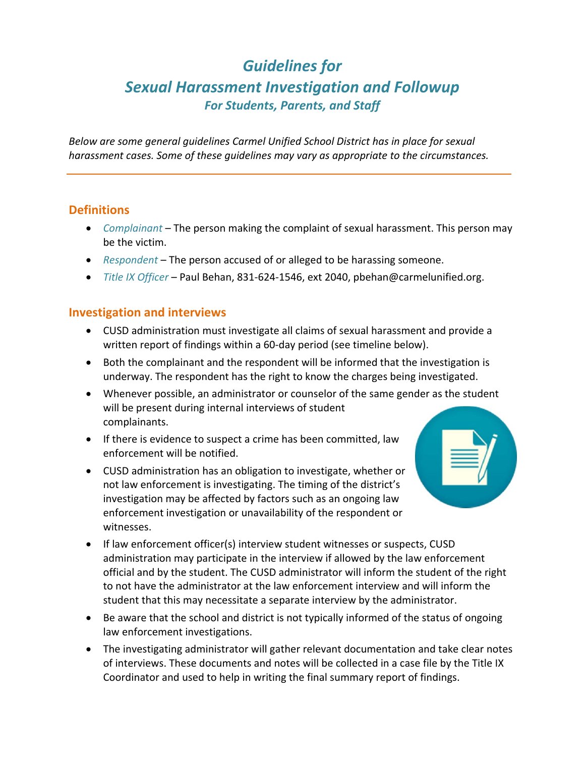# *Guidelines for Sexual Harassment Investigation and Followup*

### *For Students, Parents, and Staff*

*Below are some general guidelines Carmel Unified School District has in place for sexual harassment cases. Some of these guidelines may vary as appropriate to the circumstances.*

---

## Definitions

- *Complainant* – The person making the complaint of sexual harassment. This person may be the victim.
- *Respondent* – The person accused of or alleged to be harassing someone.
- *Title IX Officer* – Paul Behan, 831-624-1546, ext 2040, pbehan@carmelunified.org.

## Investigation and interviews

- CUSD administration must investigate all claims of sexual harassment and provide a written report of findings within a 60-day period (see timeline below).
- Both the complainant and the respondent will be informed that the investigation is underway. The respondent has the right to know the charges being investigated.
- Whenever possible, an administrator or counselor of the same gender as the student will be present during internal interviews of student complainants.
- If there is evidence to suspect a crime has been committed, law enforcement will be notified.
- CUSD administration has an obligation to investigate, whether or not law enforcement is investigating. The timing of the district's investigation may be affected by factors such as an ongoing law enforcement investigation or unavailability of the respondent or witnesses.
- If law enforcement officer(s) interview student witnesses or suspects, CUSD administration may participate in the interview if allowed by the law enforcement official and by the student. The CUSD administrator will inform the student of the right to not have the administrator at the law enforcement interview and will inform the student that this may necessitate a separate interview by the administrator.
- Be aware that the school and district is not typically informed of the status of ongoing law enforcement investigations.
- The investigating administrator will gather relevant documentation and take clear notes of interviews. These documents and notes will be collected in a case file by the Title IX Coordinator and used to help in writing the final summary report of findings.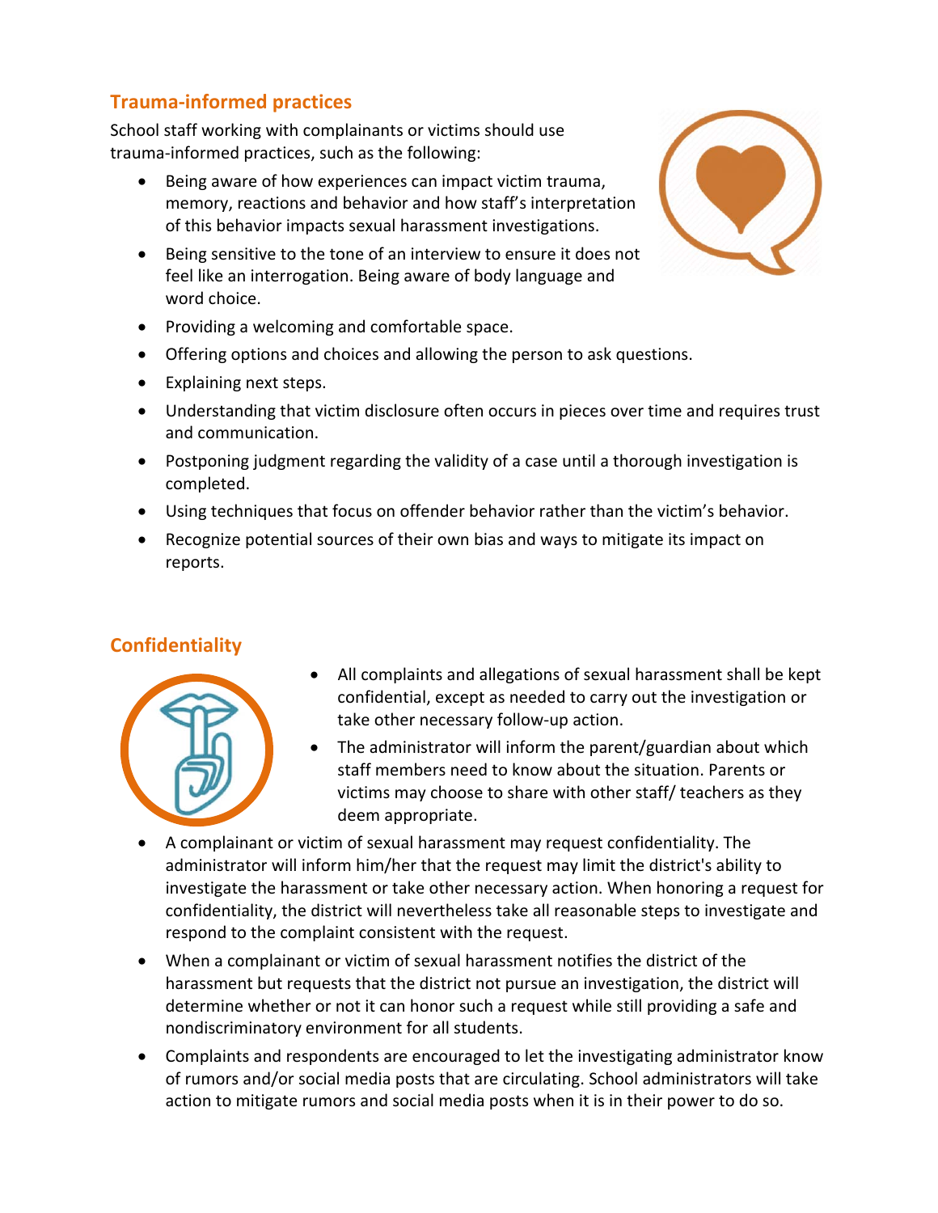## Trauma-informed practices

School staff working with complainants or victims should use trauma-informed practices, such as the following:

- Being aware of how experiences can impact victim trauma, memory, reactions and behavior and how staff's interpretation of this behavior impacts sexual harassment investigations.
- Being sensitive to the tone of an interview to ensure it does not feel like an interrogation. Being aware of body language and word choice.
- Providing a welcoming and comfortable space.
- Offering options and choices and allowing the person to ask questions.
- Explaining next steps.
- Understanding that victim disclosure often occurs in pieces over time and requires trust and communication.
- Postponing judgment regarding the validity of a case until a thorough investigation is completed.
- Using techniques that focus on offender behavior rather than the victim's behavior.
- Recognize potential sources of their own bias and ways to mitigate its impact on reports.

## Confidentiality

- All complaints and allegations of sexual harassment shall be kept confidential, except as needed to carry out the investigation or take other necessary follow-up action.
- The administrator will inform the parent/guardian about which staff members need to know about the situation. Parents or victims may choose to share with other staff/ teachers as they deem appropriate.
- A complainant or victim of sexual harassment may request confidentiality. The administrator will inform him/her that the request may limit the district's ability to investigate the harassment or take other necessary action. When honoring a request for confidentiality, the district will nevertheless take all reasonable steps to investigate and respond to the complaint consistent with the request.
- When a complainant or victim of sexual harassment notifies the district of the harassment but requests that the district not pursue an investigation, the district will determine whether or not it can honor such a request while still providing a safe and nondiscriminatory environment for all students.
- Complaints and respondents are encouraged to let the investigating administrator know of rumors and/or social media posts that are circulating. School administrators will take action to mitigate rumors and social media posts when it is in their power to do so.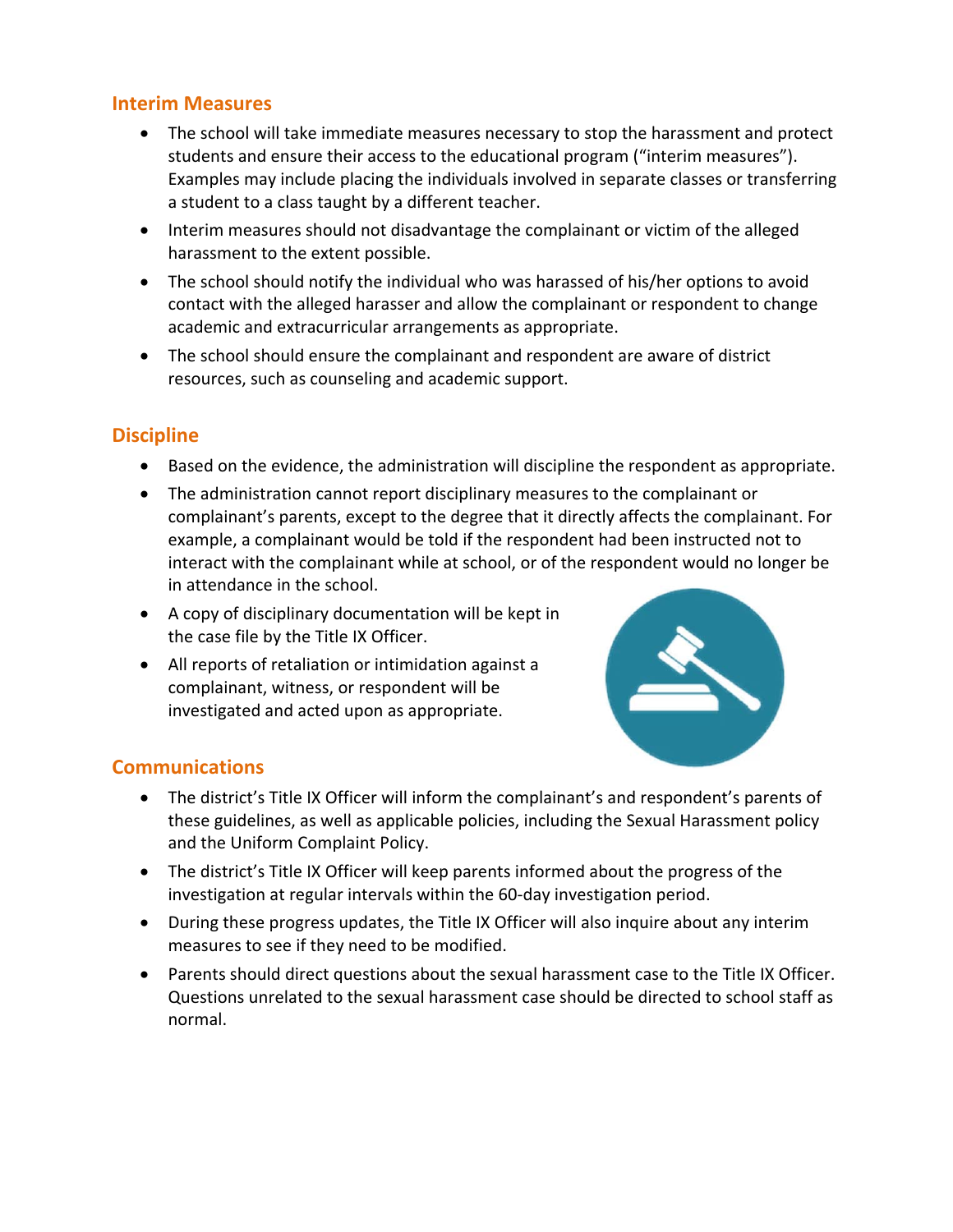## Interim Measures

- The school will take immediate measures necessary to stop the harassment and protect students and ensure their access to the educational program ("interim measures"). Examples may include placing the individuals involved in separate classes or transferring a student to a class taught by a different teacher.
- Interim measures should not disadvantage the complainant or victim of the alleged harassment to the extent possible.
- The school should notify the individual who was harassed of his/her options to avoid contact with the alleged harasser and allow the complainant or respondent to change academic and extracurricular arrangements as appropriate.
- The school should ensure the complainant and respondent are aware of district resources, such as counseling and academic support.

## Discipline

- Based on the evidence, the administration will discipline the respondent as appropriate.
- The administration cannot report disciplinary measures to the complainant or complainant's parents, except to the degree that it directly affects the complainant. For example, a complainant would be told if the respondent had been instructed not to interact with the complainant while at school, or of the respondent would no longer be in attendance in the school.
- A copy of disciplinary documentation will be kept in the case file by the Title IX Officer.
- All reports of retaliation or intimidation against a complainant, witness, or respondent will be investigated and acted upon as appropriate.

## Communications

- The district's Title IX Officer will inform the complainant's and respondent's parents of these guidelines, as well as applicable policies, including the Sexual Harassment policy and the Uniform Complaint Policy.
- The district's Title IX Officer will keep parents informed about the progress of the investigation at regular intervals within the 60-day investigation period.
- During these progress updates, the Title IX Officer will also inquire about any interim measures to see if they need to be modified.
- Parents should direct questions about the sexual harassment case to the Title IX Officer. Questions unrelated to the sexual harassment case should be directed to school staff as normal.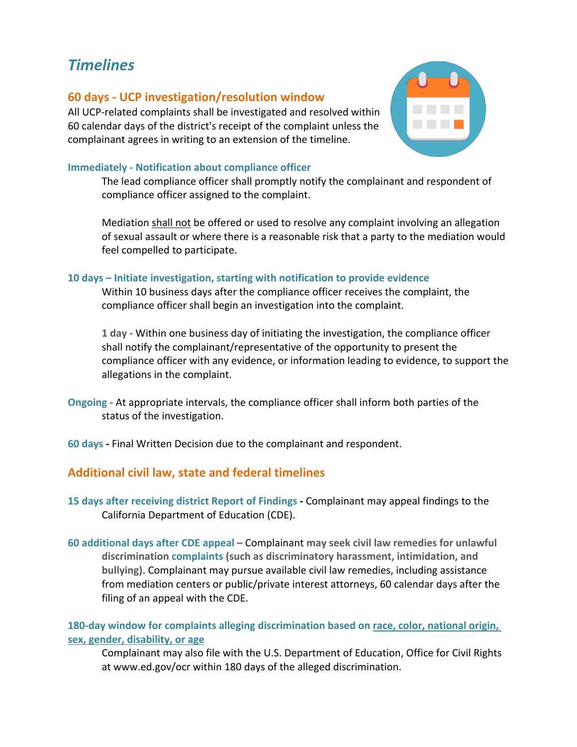# *Timelines*

## 60 days - UCP investigation/resolution window

All UCP-related complaints shall be investigated and resolved within 60 calendar days of the district's receipt of the complaint unless the complainant agrees in writing to an extension of the timeline.

### Immediately - Notification about compliance officer

The lead compliance officer shall promptly notify the complainant and respondent of compliance officer assigned to the complaint.

Mediation shall not be offered or used to resolve any complaint involving an allegation of sexual assault or where there is a reasonable risk that a party to the mediation would feel compelled to participate.

### 10 days – Initiate investigation, starting with notification to provide evidence

Within 10 business days after the compliance officer receives the complaint, the compliance officer shall begin an investigation into the complaint.

**1 day** - Within one business day of initiating the investigation, the compliance officer shall notify the complainant/representative of the opportunity to present the compliance officer with any evidence, or information leading to evidence, to support the allegations in the complaint.

**Ongoing** - At appropriate intervals, the compliance officer shall inform both parties of the status of the investigation.

**60 days -** Final Written Decision due to the complainant and respondent.

## Additional civil law, state and federal timelines

**15 days after receiving district Report of Findings -** Complainant may appeal findings to the California Department of Education (CDE).

**60 additional days after CDE appeal –** Complainant **may seek civil law remedies for unlawful discrimination complaints (such as discriminatory harassment, intimidation, and bullying).** Complainant may pursue available civil law remedies, including assistance from mediation centers or public/private interest attorneys, 60 calendar days after the filing of an appeal with the CDE.

**180-day window for complaints alleging discrimination based on race, color, national origin, sex, gender, disability, or age**

Complainant may also file with the U.S. Department of Education, Office for Civil Rights at www.ed.gov/ocr within 180 days of the alleged discrimination.